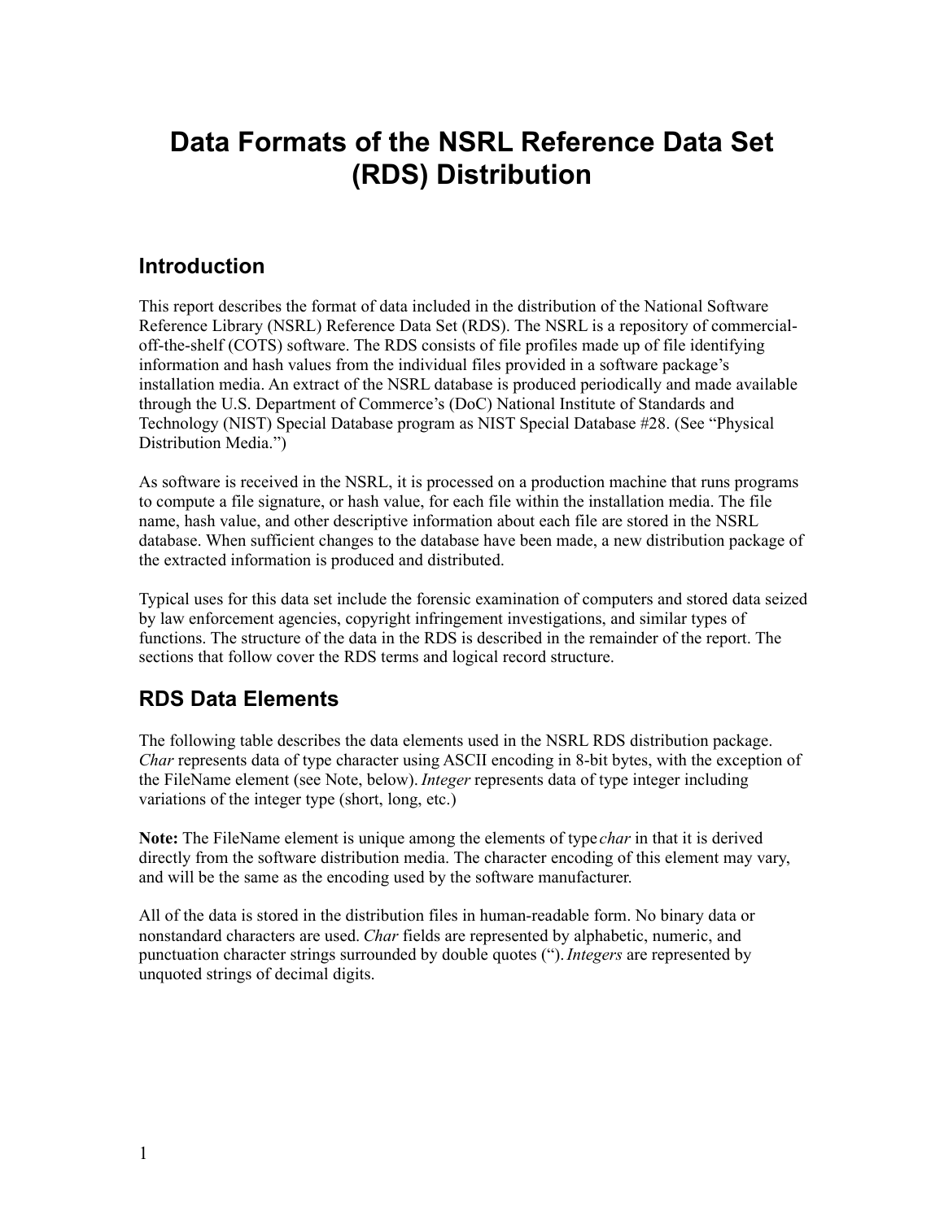# Data Formats of the NSRL Reference Data Set (RDS) Distribution

## Introduction

This report describes the format of data included in the distribution of the National Software Reference Library (NSRL) Reference Data Set (RDS). The NSRL is a repository of commercial-off-the-shelf (COTS) software. The RDS consists of file profiles made up of file identifying information and hash values from the individual files provided in a software package's installation media. An extract of the NSRL database is produced periodically and made available through the U.S. Department of Commerce's (DoC) National Institute of Standards and Technology (NIST) Special Database program as NIST Special Database #28. (See "Physical Distribution Media.")

As software is received in the NSRL, it is processed on a production machine that runs programs to compute a file signature, or hash value, for each file within the installation media. The file name, hash value, and other descriptive information about each file are stored in the NSRL database. When sufficient changes to the database have been made, a new distribution package of the extracted information is produced and distributed.

Typical uses for this data set include the forensic examination of computers and stored data seized by law enforcement agencies, copyright infringement investigations, and similar types of functions. The structure of the data in the RDS is described in the remainder of the report. The sections that follow cover the RDS terms and logical record structure.

## RDS Data Elements

The following table describes the data elements used in the NSRL RDS distribution package. *Char* represents data of type character using ASCII encoding in 8-bit bytes, with the exception of the FileName element (see Note, below). *Integer* represents data of type integer including variations of the integer type (short, long, etc.)

**Note:** The FileName element is unique among the elements of type *char* in that it is derived directly from the software distribution media. The character encoding of this element may vary, and will be the same as the encoding used by the software manufacturer.

All of the data is stored in the distribution files in human-readable form. No binary data or nonstandard characters are used. *Char* fields are represented by alphabetic, numeric, and punctuation character strings surrounded by double quotes ("). *Integers* are represented by unquoted strings of decimal digits.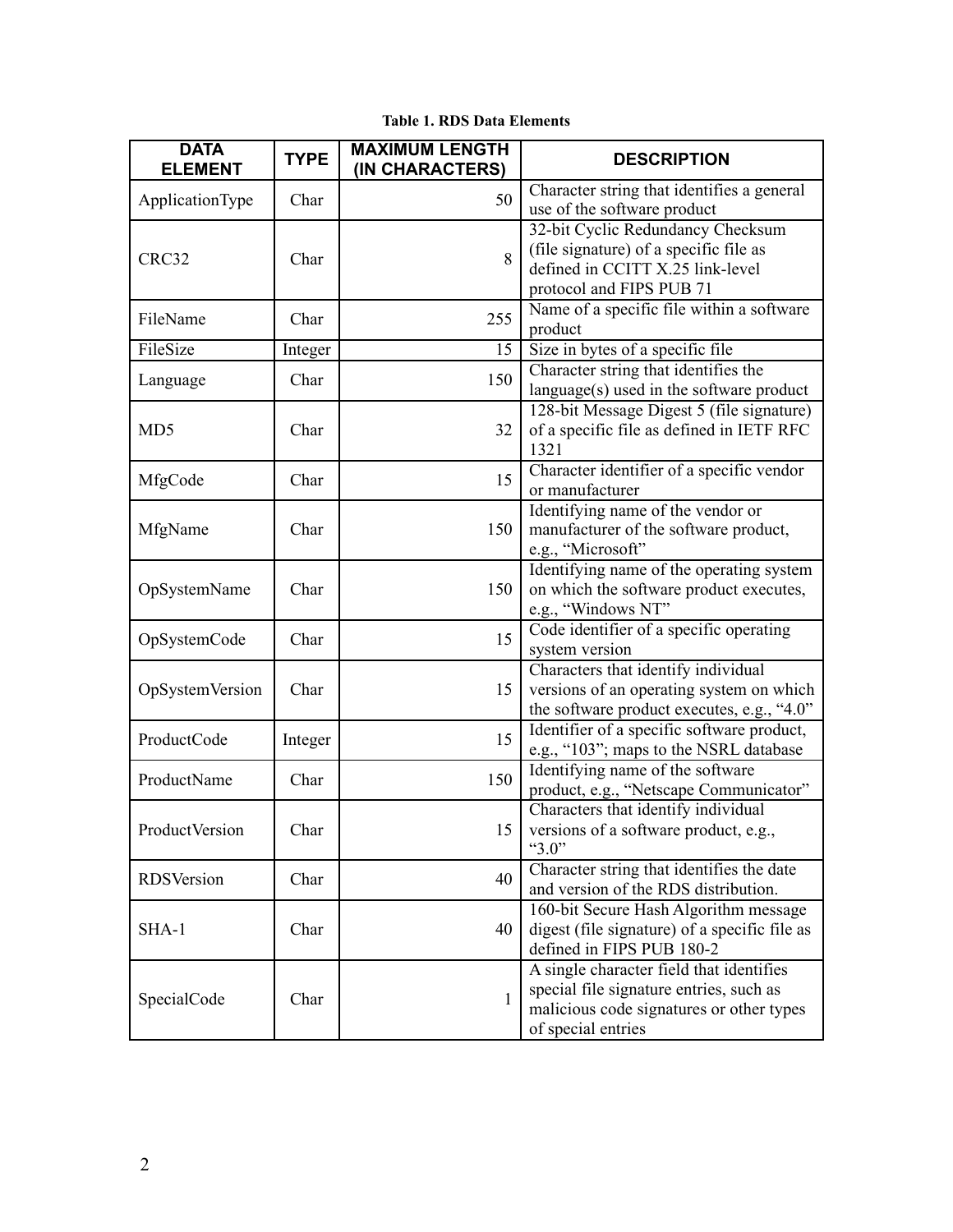**Table 1. RDS Data Elements**

| DATA ELEMENT | TYPE | MAXIMUM LENGTH (IN CHARACTERS) | DESCRIPTION |
|---|---|---|---|
| ApplicationType | Char | 50 | Character string that identifies a general use of the software product |
| CRC32 | Char | 8 | 32-bit Cyclic Redundancy Checksum (file signature) of a specific file as defined in CCITT X.25 link-level protocol and FIPS PUB 71 |
| FileName | Char | 255 | Name of a specific file within a software product |
| FileSize | Integer | 15 | Size in bytes of a specific file |
| Language | Char | 150 | Character string that identifies the language(s) used in the software product |
| MD5 | Char | 32 | 128-bit Message Digest 5 (file signature) of a specific file as defined in IETF RFC 1321 |
| MfgCode | Char | 15 | Character identifier of a specific vendor or manufacturer |
| MfgName | Char | 150 | Identifying name of the vendor or manufacturer of the software product, e.g., "Microsoft" |
| OpSystemName | Char | 150 | Identifying name of the operating system on which the software product executes, e.g., "Windows NT" |
| OpSystemCode | Char | 15 | Code identifier of a specific operating system version |
| OpSystemVersion | Char | 15 | Characters that identify individual versions of an operating system on which the software product executes, e.g., "4.0" |
| ProductCode | Integer | 15 | Identifier of a specific software product, e.g., "103"; maps to the NSRL database |
| ProductName | Char | 150 | Identifying name of the software product, e.g., "Netscape Communicator" |
| ProductVersion | Char | 15 | Characters that identify individual versions of a software product, e.g., "3.0" |
| RDSVersion | Char | 40 | Character string that identifies the date and version of the RDS distribution. |
| SHA-1 | Char | 40 | 160-bit Secure Hash Algorithm message digest (file signature) of a specific file as defined in FIPS PUB 180-2 |
| SpecialCode | Char | 1 | A single character field that identifies special file signature entries, such as malicious code signatures or other types of special entries |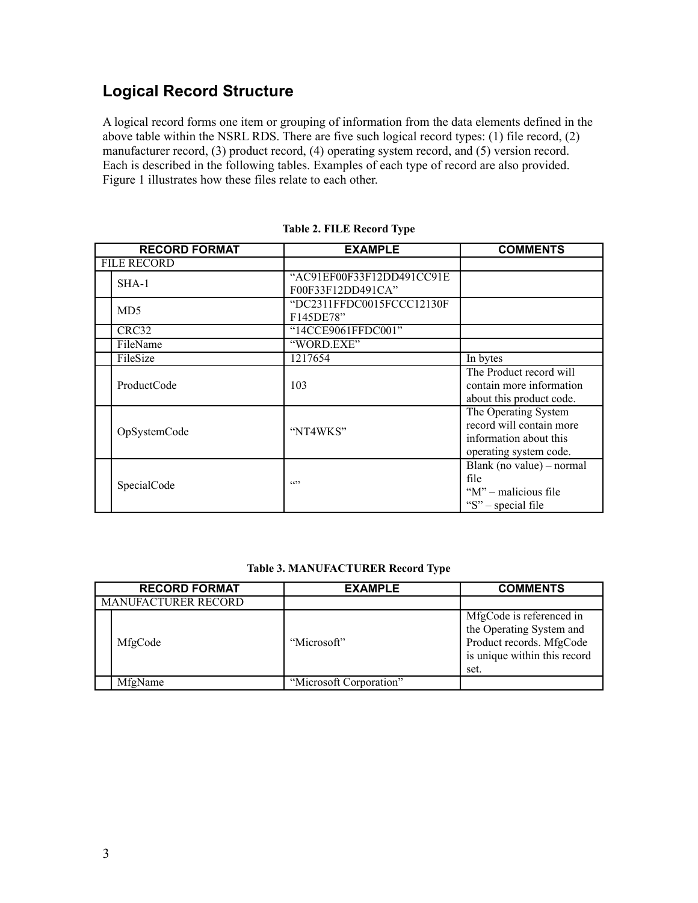## Logical Record Structure

A logical record forms one item or grouping of information from the data elements defined in the above table within the NSRL RDS. There are five such logical record types: (1) file record, (2) manufacturer record, (3) product record, (4) operating system record, and (5) version record. Each is described in the following tables. Examples of each type of record are also provided. Figure 1 illustrates how these files relate to each other.

**Table 2. FILE Record Type**

| RECORD FORMAT | | EXAMPLE | COMMENTS |
|---|---|---|---|
| FILE RECORD | | | |
| | SHA-1 | "AC91EF00F33F12DD491CC91EF00F33F12DD491CA" | |
| | MD5 | "DC2311FFDC0015FCCC12130FF145DE78" | |
| | CRC32 | "14CCE9061FFDC001" | |
| | FileName | "WORD.EXE" | |
| | FileSize | 1217654 | In bytes |
| | ProductCode | 103 | The Product record will contain more information about this product code. |
| | OpSystemCode | "NT4WKS" | The Operating System record will contain more information about this operating system code. |
| | SpecialCode | "" | Blank (no value) – normal file<br>"M" – malicious file<br>"S" – special file |

**Table 3. MANUFACTURER Record Type**

| RECORD FORMAT | | EXAMPLE | COMMENTS |
|---|---|---|---|
| MANUFACTURER RECORD | | | |
| | MfgCode | "Microsoft" | MfgCode is referenced in the Operating System and Product records. MfgCode is unique within this record set. |
| | MfgName | "Microsoft Corporation" | |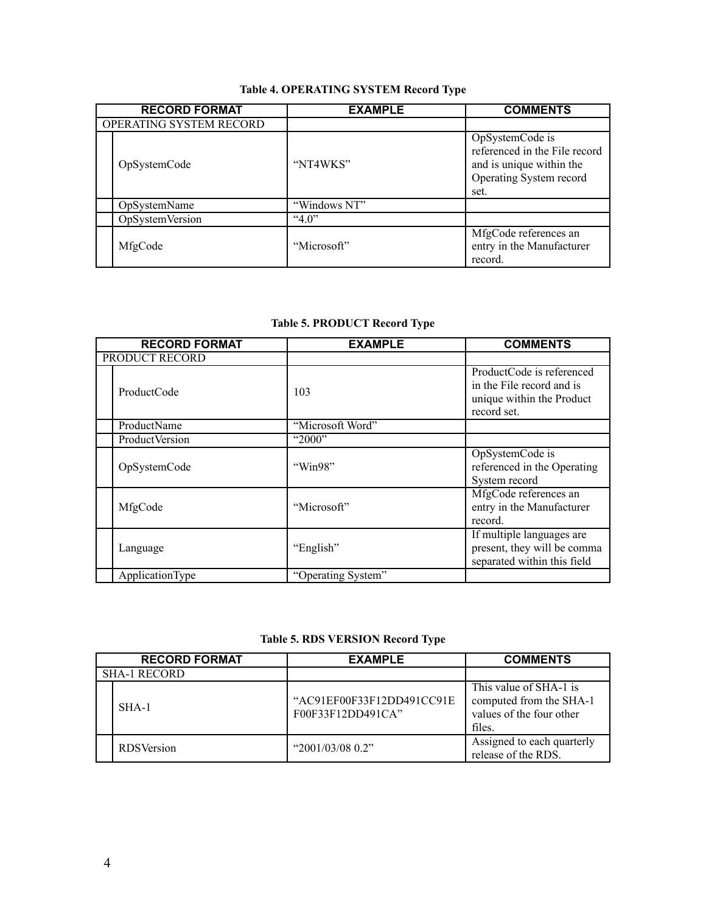**Table 4. OPERATING SYSTEM Record Type**

| RECORD FORMAT | EXAMPLE | COMMENTS |
|---|---|---|
| OPERATING SYSTEM RECORD | | |
| OpSystemCode | "NT4WKS" | OpSystemCode is referenced in the File record and is unique within the Operating System record set. |
| OpSystemName | "Windows NT" | |
| OpSystemVersion | "4.0" | |
| MfgCode | "Microsoft" | MfgCode references an entry in the Manufacturer record. |

**Table 5. PRODUCT Record Type**

| RECORD FORMAT | EXAMPLE | COMMENTS |
|---|---|---|
| PRODUCT RECORD | | |
| ProductCode | 103 | ProductCode is referenced in the File record and is unique within the Product record set. |
| ProductName | "Microsoft Word" | |
| ProductVersion | "2000" | |
| OpSystemCode | "Win98" | OpSystemCode is referenced in the Operating System record |
| MfgCode | "Microsoft" | MfgCode references an entry in the Manufacturer record. |
| Language | "English" | If multiple languages are present, they will be comma separated within this field |
| ApplicationType | "Operating System" | |

**Table 5. RDS VERSION Record Type**

| RECORD FORMAT | EXAMPLE | COMMENTS |
|---|---|---|
| SHA-1 RECORD | | |
| SHA-1 | "AC91EF00F33F12DD491CC91EF00F33F12DD491CA" | This value of SHA-1 is computed from the SHA-1 values of the four other files. |
| RDSVersion | "2001/03/08 0.2" | Assigned to each quarterly release of the RDS. |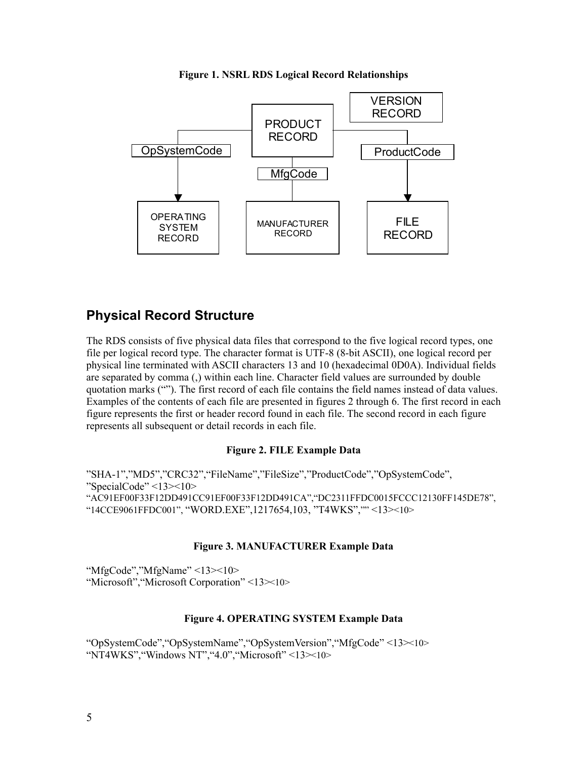**Figure 1. NSRL RDS Logical Record Relationships**

## Physical Record Structure

The RDS consists of five physical data files that correspond to the five logical record types, one file per logical record type. The character format is UTF-8 (8-bit ASCII), one logical record per physical line terminated with ASCII characters 13 and 10 (hexadecimal 0D0A). Individual fields are separated by comma (,) within each line. Character field values are surrounded by double quotation marks (""). The first record of each file contains the field names instead of data values. Examples of the contents of each file are presented in figures 2 through 6. The first record in each figure represents the first or header record found in each file. The second record in each figure represents all subsequent or detail records in each file.

**Figure 2. FILE Example Data**

"SHA-1","MD5","CRC32","FileName","FileSize","ProductCode","OpSystemCode", "SpecialCode" <13><10>
"AC91EF00F33F12DD491CC91EF00F33F12DD491CA","DC2311FFDC0015FCCC12130FF145DE78", "14CCE9061FFDC001", "WORD.EXE",1217654,103, "T4WKS","" <13><10>

**Figure 3. MANUFACTURER Example Data**

"MfgCode","MfgName" <13><10>
"Microsoft","Microsoft Corporation" <13><10>

**Figure 4. OPERATING SYSTEM Example Data**

"OpSystemCode","OpSystemName","OpSystemVersion","MfgCode" <13><10>
"NT4WKS","Windows NT","4.0","Microsoft" <13><10>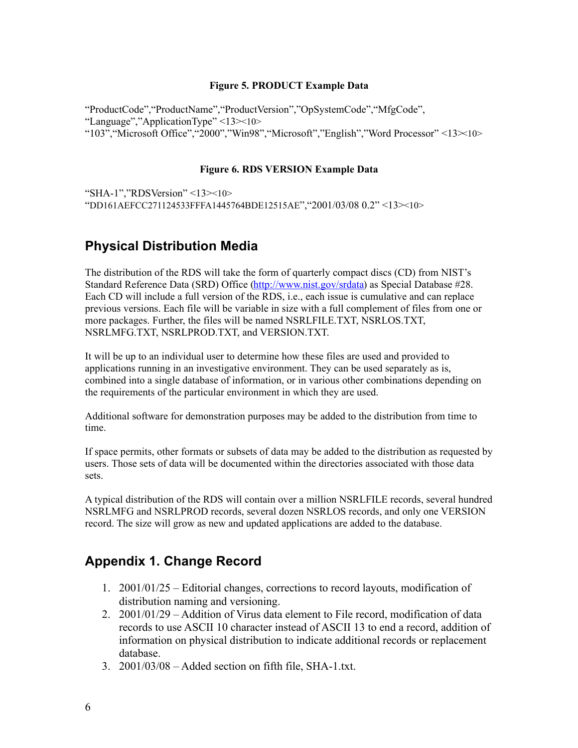**Figure 5. PRODUCT Example Data**

"ProductCode","ProductName","ProductVersion","OpSystemCode","MfgCode", "Language","ApplicationType" <13><10>
"103","Microsoft Office","2000","Win98","Microsoft","English","Word Processor" <13><10>

**Figure 6. RDS VERSION Example Data**

"SHA-1","RDSVersion" <13><10>
"DD161AEFCC271124533FFFA1445764BDE12515AE","2001/03/08 0.2" <13><10>

## Physical Distribution Media

The distribution of the RDS will take the form of quarterly compact discs (CD) from NIST's Standard Reference Data (SRD) Office (http://www.nist.gov/srdata) as Special Database #28. Each CD will include a full version of the RDS, i.e., each issue is cumulative and can replace previous versions. Each file will be variable in size with a full complement of files from one or more packages. Further, the files will be named NSRLFILE.TXT, NSRLOS.TXT, NSRLMFG.TXT, NSRLPROD.TXT, and VERSION.TXT.

It will be up to an individual user to determine how these files are used and provided to applications running in an investigative environment. They can be used separately as is, combined into a single database of information, or in various other combinations depending on the requirements of the particular environment in which they are used.

Additional software for demonstration purposes may be added to the distribution from time to time.

If space permits, other formats or subsets of data may be added to the distribution as requested by users. Those sets of data will be documented within the directories associated with those data sets.

A typical distribution of the RDS will contain over a million NSRLFILE records, several hundred NSRLMFG and NSRLPROD records, several dozen NSRLOS records, and only one VERSION record. The size will grow as new and updated applications are added to the database.

## Appendix 1. Change Record

1. 2001/01/25 – Editorial changes, corrections to record layouts, modification of distribution naming and versioning.
2. 2001/01/29 – Addition of Virus data element to File record, modification of data records to use ASCII 10 character instead of ASCII 13 to end a record, addition of information on physical distribution to indicate additional records or replacement database.
3. 2001/03/08 – Added section on fifth file, SHA-1.txt.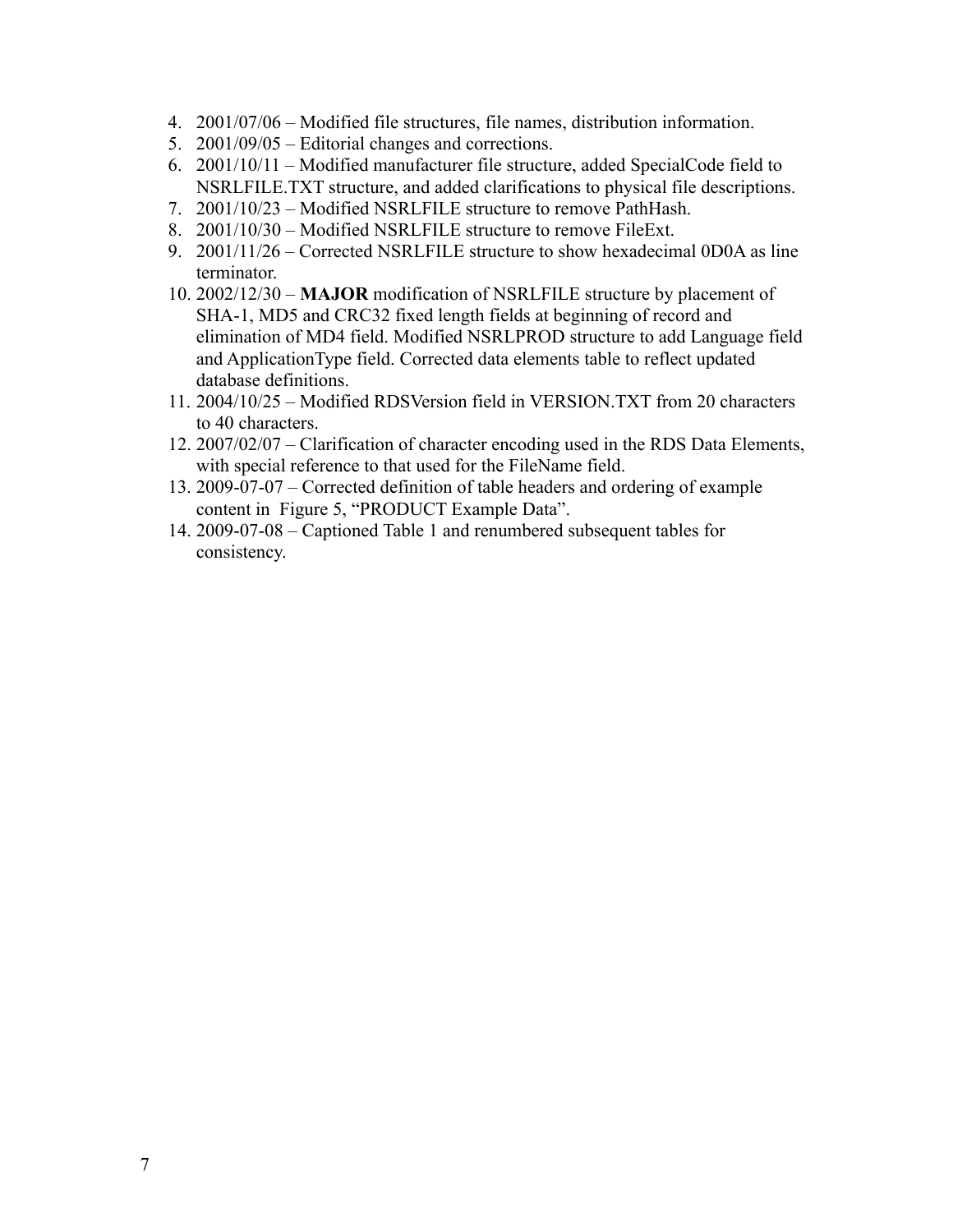4. 2001/07/06 – Modified file structures, file names, distribution information.
5. 2001/09/05 – Editorial changes and corrections.
6. 2001/10/11 – Modified manufacturer file structure, added SpecialCode field to NSRLFILE.TXT structure, and added clarifications to physical file descriptions.
7. 2001/10/23 – Modified NSRLFILE structure to remove PathHash.
8. 2001/10/30 – Modified NSRLFILE structure to remove FileExt.
9. 2001/11/26 – Corrected NSRLFILE structure to show hexadecimal 0D0A as line terminator.
10. 2002/12/30 – **MAJOR** modification of NSRLFILE structure by placement of SHA-1, MD5 and CRC32 fixed length fields at beginning of record and elimination of MD4 field. Modified NSRLPROD structure to add Language field and ApplicationType field. Corrected data elements table to reflect updated database definitions.
11. 2004/10/25 – Modified RDSVersion field in VERSION.TXT from 20 characters to 40 characters.
12. 2007/02/07 – Clarification of character encoding used in the RDS Data Elements, with special reference to that used for the FileName field.
13. 2009-07-07 – Corrected definition of table headers and ordering of example content in Figure 5, "PRODUCT Example Data".
14. 2009-07-08 – Captioned Table 1 and renumbered subsequent tables for consistency.